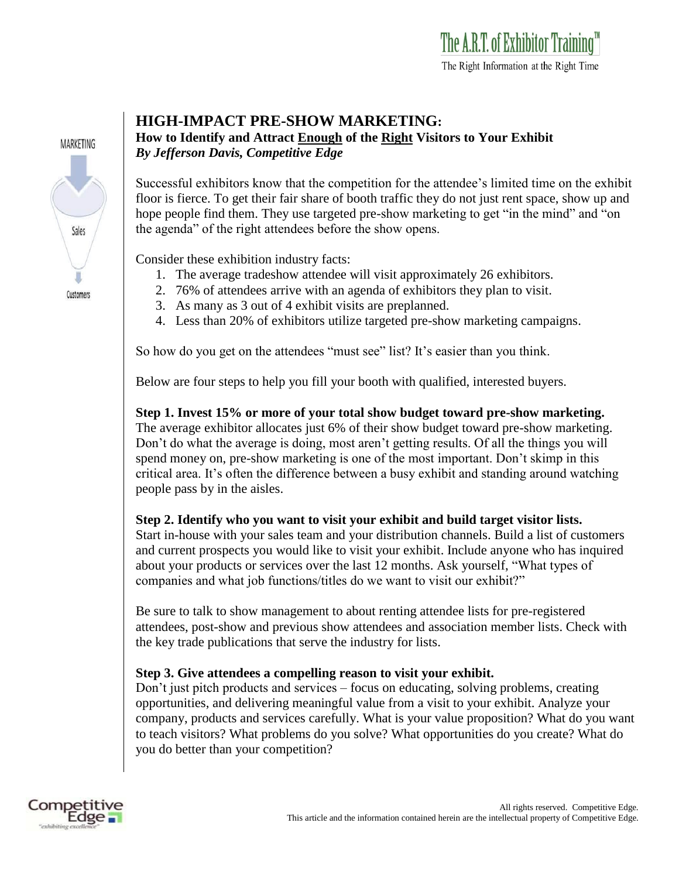# HIGH-IMPACT PRE-SHOW MARKETING:

**How to Identify and Attract <u>Enough</u> of the <u>Right</u> Visitors to Your Exhibit**
***By Jefferson Davis, Competitive Edge***

Successful exhibitors know that the competition for the attendee's limited time on the exhibit floor is fierce. To get their fair share of booth traffic they do not just rent space, show up and hope people find them. They use targeted pre-show marketing to get "in the mind" and "on the agenda" of the right attendees before the show opens.

Consider these exhibition industry facts:

1. The average tradeshow attendee will visit approximately 26 exhibitors.
2. 76% of attendees arrive with an agenda of exhibitors they plan to visit.
3. As many as 3 out of 4 exhibit visits are preplanned.
4. Less than 20% of exhibitors utilize targeted pre-show marketing campaigns.

So how do you get on the attendees "must see" list? It's easier than you think.

Below are four steps to help you fill your booth with qualified, interested buyers.

**Step 1. Invest 15% or more of your total show budget toward pre-show marketing.**
The average exhibitor allocates just 6% of their show budget toward pre-show marketing. Don't do what the average is doing, most aren't getting results. Of all the things you will spend money on, pre-show marketing is one of the most important. Don't skimp in this critical area. It's often the difference between a busy exhibit and standing around watching people pass by in the aisles.

**Step 2. Identify who you want to visit your exhibit and build target visitor lists.**
Start in-house with your sales team and your distribution channels. Build a list of customers and current prospects you would like to visit your exhibit. Include anyone who has inquired about your products or services over the last 12 months. Ask yourself, "What types of companies and what job functions/titles do we want to visit our exhibit?"

Be sure to talk to show management to about renting attendee lists for pre-registered attendees, post-show and previous show attendees and association member lists. Check with the key trade publications that serve the industry for lists.

**Step 3. Give attendees a compelling reason to visit your exhibit.**
Don't just pitch products and services – focus on educating, solving problems, creating opportunities, and delivering meaningful value from a visit to your exhibit. Analyze your company, products and services carefully. What is your value proposition? What do you want to teach visitors? What problems do you solve? What opportunities do you create? What do you do better than your competition?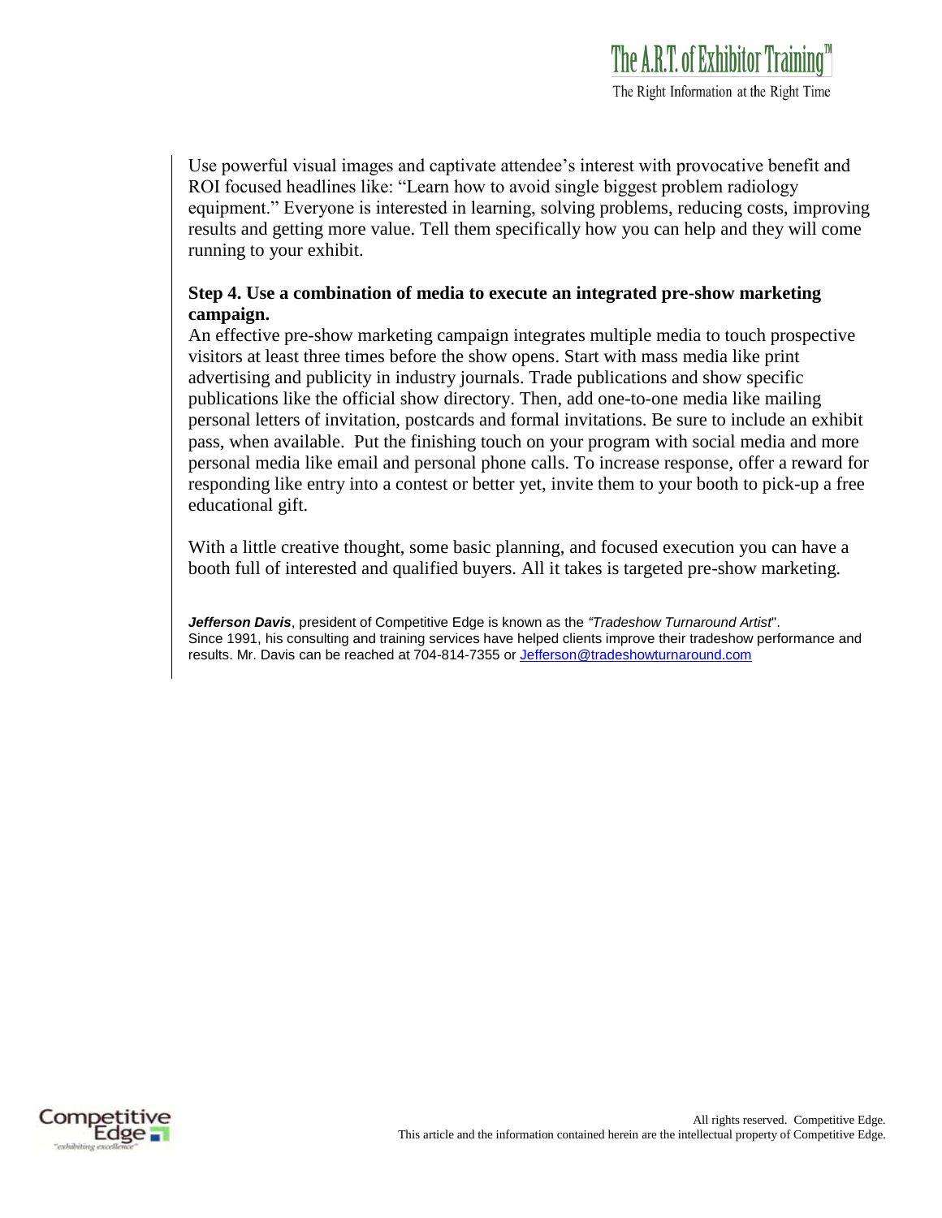Use powerful visual images and captivate attendee's interest with provocative benefit and ROI focused headlines like: "Learn how to avoid single biggest problem radiology equipment." Everyone is interested in learning, solving problems, reducing costs, improving results and getting more value. Tell them specifically how you can help and they will come running to your exhibit.

**Step 4. Use a combination of media to execute an integrated pre-show marketing campaign.**

An effective pre-show marketing campaign integrates multiple media to touch prospective visitors at least three times before the show opens. Start with mass media like print advertising and publicity in industry journals. Trade publications and show specific publications like the official show directory. Then, add one-to-one media like mailing personal letters of invitation, postcards and formal invitations. Be sure to include an exhibit pass, when available. Put the finishing touch on your program with social media and more personal media like email and personal phone calls. To increase response, offer a reward for responding like entry into a contest or better yet, invite them to your booth to pick-up a free educational gift.

With a little creative thought, some basic planning, and focused execution you can have a booth full of interested and qualified buyers. All it takes is targeted pre-show marketing.

***Jefferson Davis***, president of Competitive Edge is known as the *"Tradeshow Turnaround Artist*". Since 1991, his consulting and training services have helped clients improve their tradeshow performance and results. Mr. Davis can be reached at 704-814-7355 or Jefferson@tradeshowturnaround.com